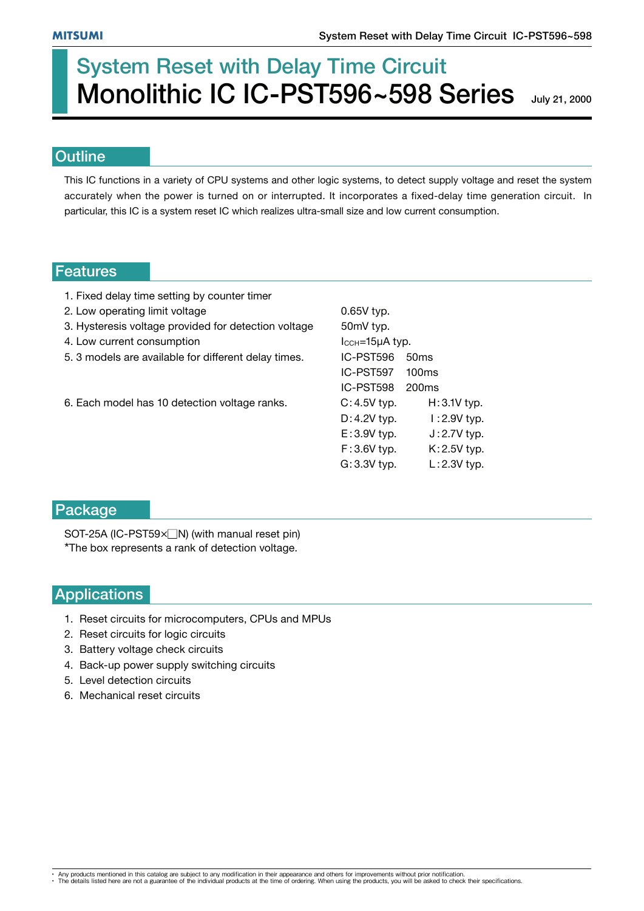# System Reset with Delay Time Circuit
# Monolithic IC IC-PST596~598 Series

July 21, 2000

## Outline

This IC functions in a variety of CPU systems and other logic systems, to detect supply voltage and reset the system accurately when the power is turned on or interrupted. It incorporates a fixed-delay time generation circuit. In particular, this IC is a system reset IC which realizes ultra-small size and low current consumption.

## Features

1. Fixed delay time setting by counter timer
2. Low operating limit voltage — 0.65V typ.
3. Hysteresis voltage provided for detection voltage — 50mV typ.
4. Low current consumption — $I_{CCH}$=15μA typ.
5. 3 models are available for different delay times.
   - IC-PST596 50ms
   - IC-PST597 100ms
   - IC-PST598 200ms
6. Each model has 10 detection voltage ranks.
   - C : 4.5V typ.
   - D : 4.2V typ.
   - E : 3.9V typ.
   - F : 3.6V typ.
   - G : 3.3V typ.
   - H : 3.1V typ.
   - I : 2.9V typ.
   - J : 2.7V typ.
   - K : 2.5V typ.
   - L : 2.3V typ.

## Package

SOT-25A (IC-PST59×□N) (with manual reset pin)
*The box represents a rank of detection voltage.

## Applications

1. Reset circuits for microcomputers, CPUs and MPUs
2. Reset circuits for logic circuits
3. Battery voltage check circuits
4. Back-up power supply switching circuits
5. Level detection circuits
6. Mechanical reset circuits

- Any products mentioned in this catalog are subject to any modification in their appearance and others for improvements without prior notification.
- The details listed here are not a guarantee of the individual products at the time of ordering. When using the products, you will be asked to check their specifications.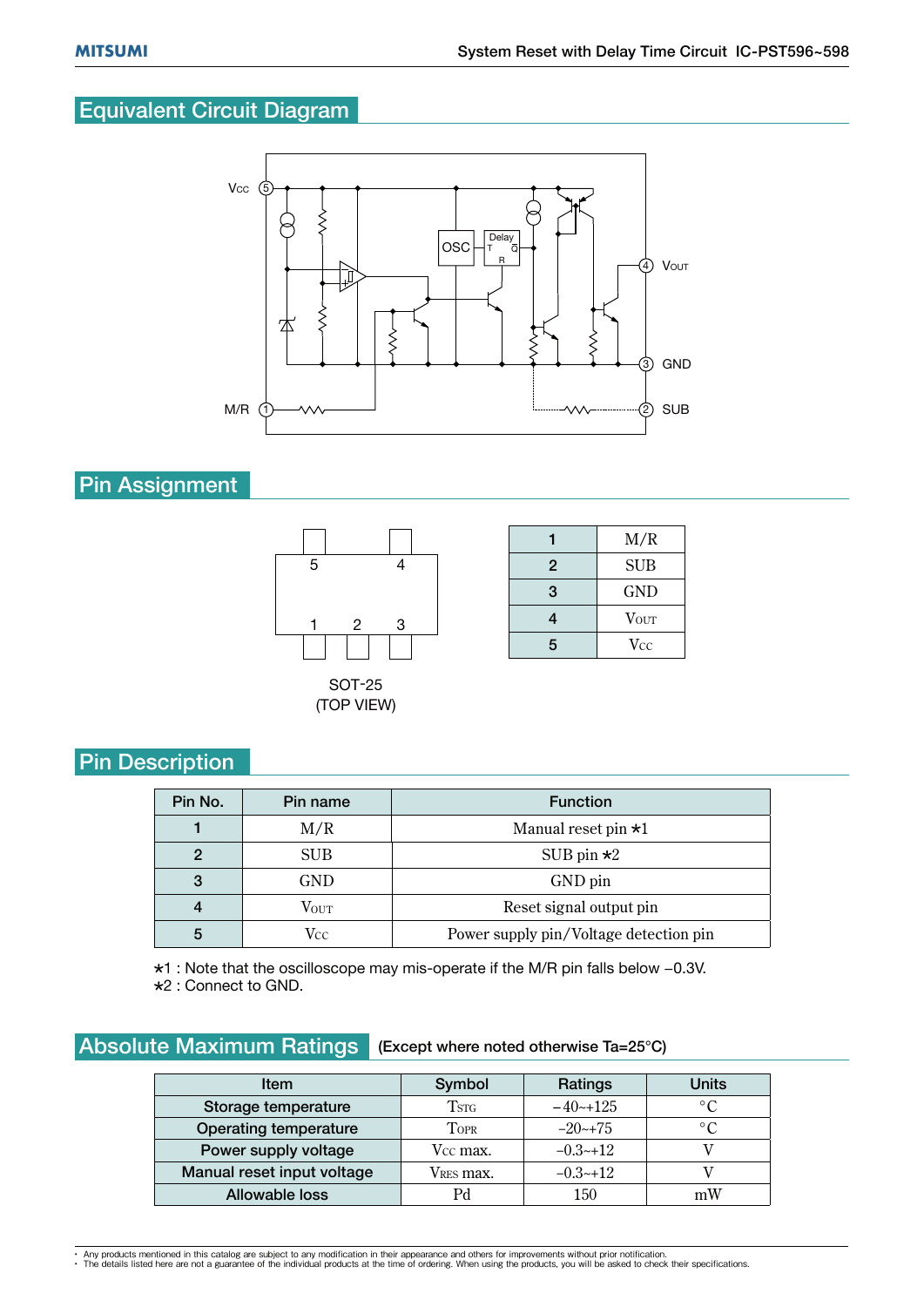## Equivalent Circuit Diagram

## Pin Assignment

SOT-25
(TOP VIEW)

| | |
|---|---|
| 1 | M/R |
| 2 | SUB |
| 3 | GND |
| 4 | $V_{OUT}$ |
| 5 | $V_{CC}$ |

## Pin Description

| Pin No. | Pin name | Function |
|---|---|---|
| 1 | M/R | Manual reset pin ⋆1 |
| 2 | SUB | SUB pin ⋆2 |
| 3 | GND | GND pin |
| 4 | $V_{OUT}$ | Reset signal output pin |
| 5 | $V_{CC}$ | Power supply pin/Voltage detection pin |

⋆1 : Note that the oscilloscope may mis-operate if the M/R pin falls below –0.3V.
⋆2 : Connect to GND.

## Absolute Maximum Ratings (Except where noted otherwise Ta=25°C)

| Item | Symbol | Ratings | Units |
|---|---|---|---|
| Storage temperature | $T_{STG}$ | –40~+125 | °C |
| Operating temperature | $T_{OPR}$ | –20~+75 | °C |
| Power supply voltage | $V_{CC}$ max. | –0.3~+12 | V |
| Manual reset input voltage | $V_{RES}$ max. | –0.3~+12 | V |
| Allowable loss | Pd | 150 | mW |

- Any products mentioned in this catalog are subject to any modification in their appearance and others for improvements without prior notification.
- The details listed here are not a guarantee of the individual products at the time of ordering. When using the products, you will be asked to check their specifications.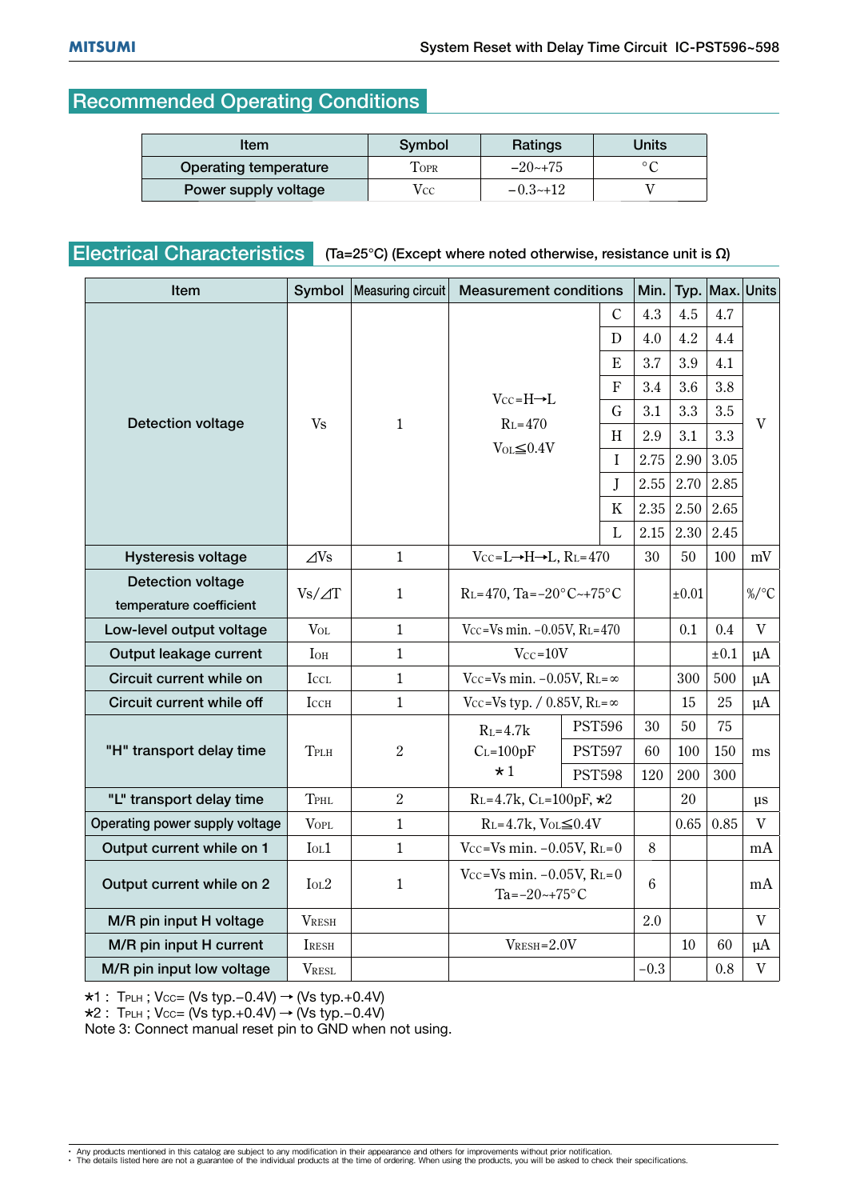## Recommended Operating Conditions

| Item | Symbol | Ratings | Units |
|---|---|---|---|
| Operating temperature | $T_{OPR}$ | −20~+75 | °C |
| Power supply voltage | $V_{CC}$ | −0.3~+12 | V |

## Electrical Characteristics

(Ta=25°C) (Except where noted otherwise, resistance unit is Ω)

| Item | Symbol | Measuring circuit | Measurement conditions | | Min. | Typ. | Max. | Units |
|---|---|---|---|---|---|---|---|---|
| Detection voltage | Vs | 1 | $V_{CC}$=H→L, $R_L$=470, $V_{OL}$≦0.4V | C | 4.3 | 4.5 | 4.7 | V |
| | | | | D | 4.0 | 4.2 | 4.4 | |
| | | | | E | 3.7 | 3.9 | 4.1 | |
| | | | | F | 3.4 | 3.6 | 3.8 | |
| | | | | G | 3.1 | 3.3 | 3.5 | |
| | | | | H | 2.9 | 3.1 | 3.3 | |
| | | | | I | 2.75 | 2.90 | 3.05 | |
| | | | | J | 2.55 | 2.70 | 2.85 | |
| | | | | K | 2.35 | 2.50 | 2.65 | |
| | | | | L | 2.15 | 2.30 | 2.45 | |
| Hysteresis voltage | ⊿Vs | 1 | $V_{CC}$=L→H→L, $R_L$=470 | | 30 | 50 | 100 | mV |
| Detection voltage temperature coefficient | Vs/⊿T | 1 | $R_L$=470, Ta=−20°C~+75°C | | | ±0.01 | | %/°C |
| Low-level output voltage | $V_{OL}$ | 1 | $V_{CC}$=Vs min. −0.05V, $R_L$=470 | | | 0.1 | 0.4 | V |
| Output leakage current | $I_{OH}$ | 1 | $V_{CC}$=10V | | | | ±0.1 | µA |
| Circuit current while on | $I_{CCL}$ | 1 | $V_{CC}$=Vs min. −0.05V, $R_L$=∞ | | | 300 | 500 | µA |
| Circuit current while off | $I_{CCH}$ | 1 | $V_{CC}$=Vs typ. / 0.85V, $R_L$=∞ | | | 15 | 25 | µA |
| "H" transport delay time | $T_{PLH}$ | 2 | $R_L$=4.7k, $C_L$=100pF, ⋆1 | PST596 | 30 | 50 | 75 | ms |
| | | | | PST597 | 60 | 100 | 150 | |
| | | | | PST598 | 120 | 200 | 300 | |
| "L" transport delay time | $T_{PHL}$ | 2 | $R_L$=4.7k, $C_L$=100pF, ⋆2 | | | 20 | | µs |
| Operating power supply voltage | $V_{OPL}$ | 1 | $R_L$=4.7k, $V_{OL}$≦0.4V | | | 0.65 | 0.85 | V |
| Output current while on 1 | $I_{OL}1$ | 1 | $V_{CC}$=Vs min. −0.05V, $R_L$=0 | | 8 | | | mA |
| Output current while on 2 | $I_{OL}2$ | 1 | $V_{CC}$=Vs min. −0.05V, $R_L$=0, Ta=−20~+75°C | | 6 | | | mA |
| M/R pin input H voltage | $V_{RESH}$ | | | | 2.0 | | | V |
| M/R pin input H current | $I_{RESH}$ | | $V_{RESH}$=2.0V | | | 10 | 60 | µA |
| M/R pin input low voltage | $V_{RESL}$ | | | | −0.3 | | 0.8 | V |

⋆1 : $T_{PLH}$ ; $V_{CC}$= (Vs typ.−0.4V) → (Vs typ.+0.4V)
⋆2 : $T_{PLH}$ ; $V_{CC}$= (Vs typ.+0.4V) → (Vs typ.−0.4V)
Note 3: Connect manual reset pin to GND when not using.

- Any products mentioned in this catalog are subject to any modification in their appearance and others for improvements without prior notification.
- The details listed here are not a guarantee of the individual products at the time of ordering. When using the products, you will be asked to check their specifications.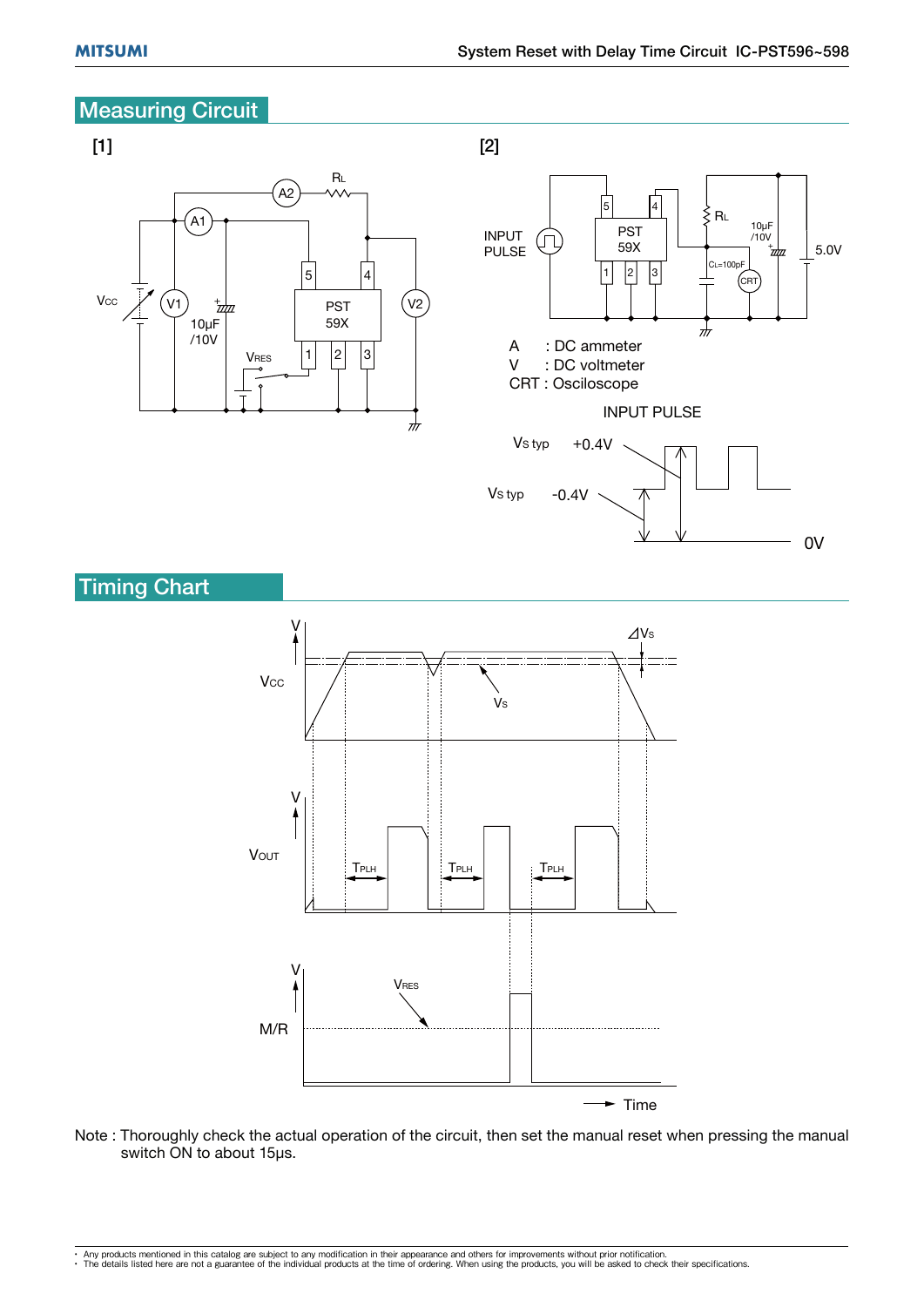## Measuring Circuit

[1]

[2]

A : DC ammeter
V : DC voltmeter
CRT : Osciloscope

## Timing Chart

Note : Thoroughly check the actual operation of the circuit, then set the manual reset when pressing the manual switch ON to about 15μs.

- Any products mentioned in this catalog are subject to any modification in their appearance and others for improvements without prior notification.
- The details listed here are not a guarantee of the individual products at the time of ordering. When using the products, you will be asked to check their specifications.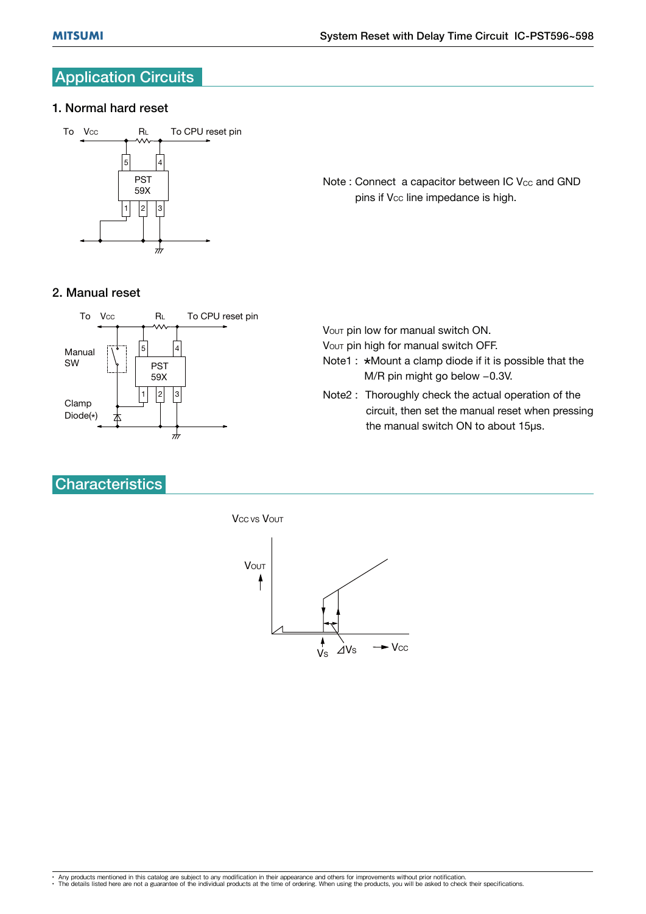## Application Circuits

### 1. Normal hard reset

To $V_{CC}$

$R_L$

To CPU reset pin

5

4

PST
59X

1

2

3

Note : Connect a capacitor between IC $V_{CC}$ and GND pins if $V_{CC}$ line impedance is high.

### 2. Manual reset

To $V_{CC}$

$R_L$

To CPU reset pin

Manual
SW

5

4

PST
59X

1

2

3

Clamp
Diode(*)

$V_{OUT}$ pin low for manual switch ON.

$V_{OUT}$ pin high for manual switch OFF.

Note1 : *Mount a clamp diode if it is possible that the M/R pin might go below −0.3V.

Note2 : Thoroughly check the actual operation of the circuit, then set the manual reset when pressing the manual switch ON to about 15μs.

## Characteristics

$V_{CC}$ vs $V_{OUT}$

$V_{OUT}$

$V_S$

$\Delta V_S$

$V_{CC}$

- Any products mentioned in this catalog are subject to any modification in their appearance and others for improvements without prior notification.
- The details listed here are not a guarantee of the individual products at the time of ordering. When using the products, you will be asked to check their specifications.